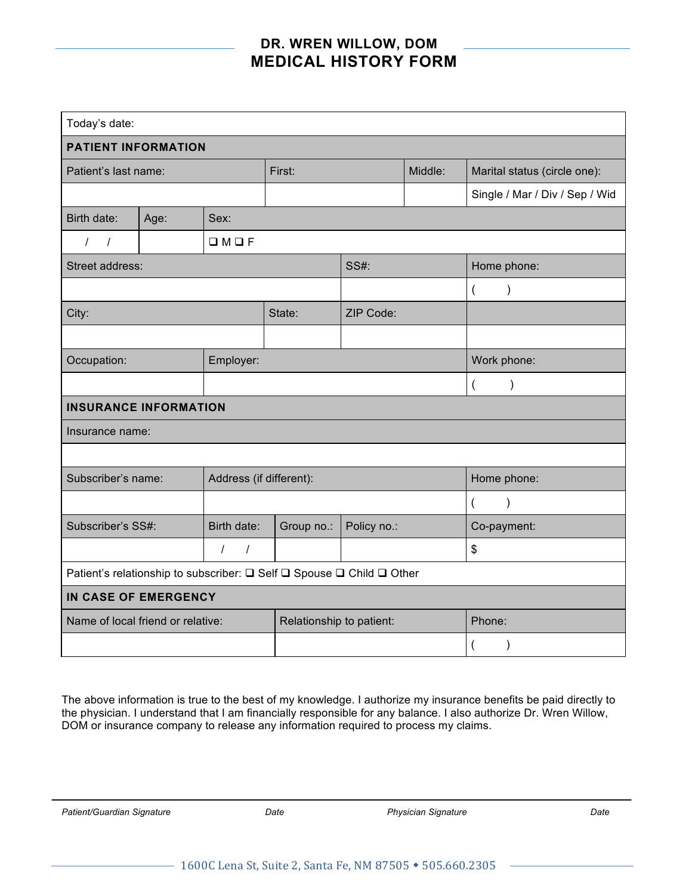# DR. WREN WILLOW, DOM
# MEDICAL HISTORY FORM

| | | | | | | | |
|---|---|---|---|---|---|---|---|
| Today's date: | | | | | | | |
| **PATIENT INFORMATION** | | | | | | | |
| Patient's last name: | | | First: | | Middle: | Marital status (circle one): | |
| | | | | | | Single / Mar / Div / Sep / Wid | |
| Birth date: | Age: | Sex: | | | | | |
| / / | | ❑ M ❑ F | | | | | |
| Street address: | | | | SS#: | | Home phone: | |
| | | | | | | ( ) | |
| City: | | | State: | ZIP Code: | | | |
| | | | | | | | |
| Occupation: | | Employer: | | | | Work phone: | |
| | | | | | | ( ) | |
| **INSURANCE INFORMATION** | | | | | | | |
| Insurance name: | | | | | | | |
| | | | | | | | |
| Subscriber's name: | | Address (if different): | | | | Home phone: | |
| | | | | | | ( ) | |
| Subscriber's SS#: | | Birth date: | Group no.: | Policy no.: | | Co-payment: | |
| | | / / | | | | $ | |
| Patient's relationship to subscriber: ❑ Self ❑ Spouse ❑ Child ❑ Other | | | | | | | |
| **IN CASE OF EMERGENCY** | | | | | | | |
| Name of local friend or relative: | | | Relationship to patient: | | | Phone: | |
| | | | | | | ( ) | |

The above information is true to the best of my knowledge. I authorize my insurance benefits be paid directly to the physician. I understand that I am financially responsible for any balance. I also authorize Dr. Wren Willow, DOM or insurance company to release any information required to process my claims.

*Patient/Guardian Signature* *Date* *Physician Signature* *Date*

1600C Lena St, Suite 2, Santa Fe, NM 87505 ◆ 505.660.2305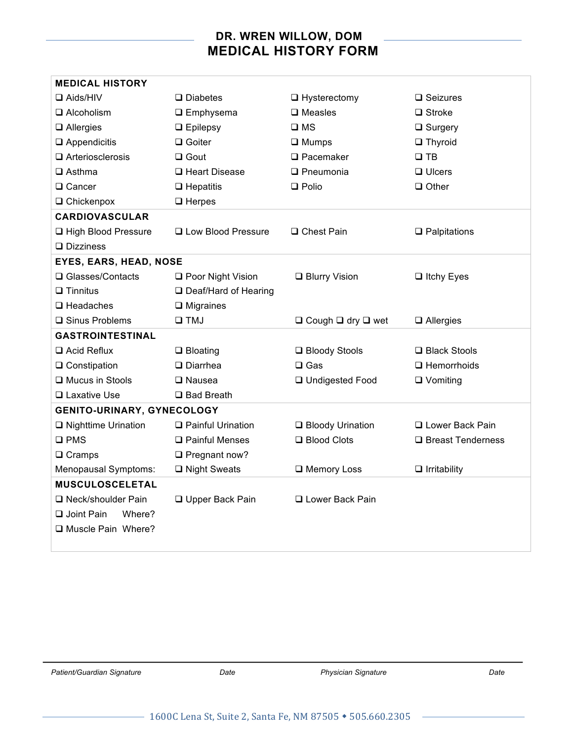## DR. WREN WILLOW, DOM
# MEDICAL HISTORY FORM

| | | | |
|---|---|---|---|
| **MEDICAL HISTORY** | | | |
| ❑ Aids/HIV | ❑ Diabetes | ❑ Hysterectomy | ❑ Seizures |
| ❑ Alcoholism | ❑ Emphysema | ❑ Measles | ❑ Stroke |
| ❑ Allergies | ❑ Epilepsy | ❑ MS | ❑ Surgery |
| ❑ Appendicitis | ❑ Goiter | ❑ Mumps | ❑ Thyroid |
| ❑ Arteriosclerosis | ❑ Gout | ❑ Pacemaker | ❑ TB |
| ❑ Asthma | ❑ Heart Disease | ❑ Pneumonia | ❑ Ulcers |
| ❑ Cancer | ❑ Hepatitis | ❑ Polio | ❑ Other |
| ❑ Chickenpox | ❑ Herpes | | |
| **CARDIOVASCULAR** | | | |
| ❑ High Blood Pressure | ❑ Low Blood Pressure | ❑ Chest Pain | ❑ Palpitations |
| ❑ Dizziness | | | |
| **EYES, EARS, HEAD, NOSE** | | | |
| ❑ Glasses/Contacts | ❑ Poor Night Vision | ❑ Blurry Vision | ❑ Itchy Eyes |
| ❑ Tinnitus | ❑ Deaf/Hard of Hearing | | |
| ❑ Headaches | ❑ Migraines | | |
| ❑ Sinus Problems | ❑ TMJ | ❑ Cough ❑ dry ❑ wet | ❑ Allergies |
| **GASTROINTESTINAL** | | | |
| ❑ Acid Reflux | ❑ Bloating | ❑ Bloody Stools | ❑ Black Stools |
| ❑ Constipation | ❑ Diarrhea | ❑ Gas | ❑ Hemorrhoids |
| ❑ Mucus in Stools | ❑ Nausea | ❑ Undigested Food | ❑ Vomiting |
| ❑ Laxative Use | ❑ Bad Breath | | |
| **GENITO-URINARY, GYNECOLOGY** | | | |
| ❑ Nighttime Urination | ❑ Painful Urination | ❑ Bloody Urination | ❑ Lower Back Pain |
| ❑ PMS | ❑ Painful Menses | ❑ Blood Clots | ❑ Breast Tenderness |
| ❑ Cramps | ❑ Pregnant now? | | |
| Menopausal Symptoms: | ❑ Night Sweats | ❑ Memory Loss | ❑ Irritability |
| **MUSCULOSCELETAL** | | | |
| ❑ Neck/shoulder Pain | ❑ Upper Back Pain | ❑ Lower Back Pain | |
| ❑ Joint Pain Where? | | | |
| ❑ Muscle Pain Where? | | | |

| *Patient/Guardian Signature* | *Date* | *Physician Signature* | *Date* |
|---|---|---|---|

1600C Lena St, Suite 2, Santa Fe, NM 87505 ◆ 505.660.2305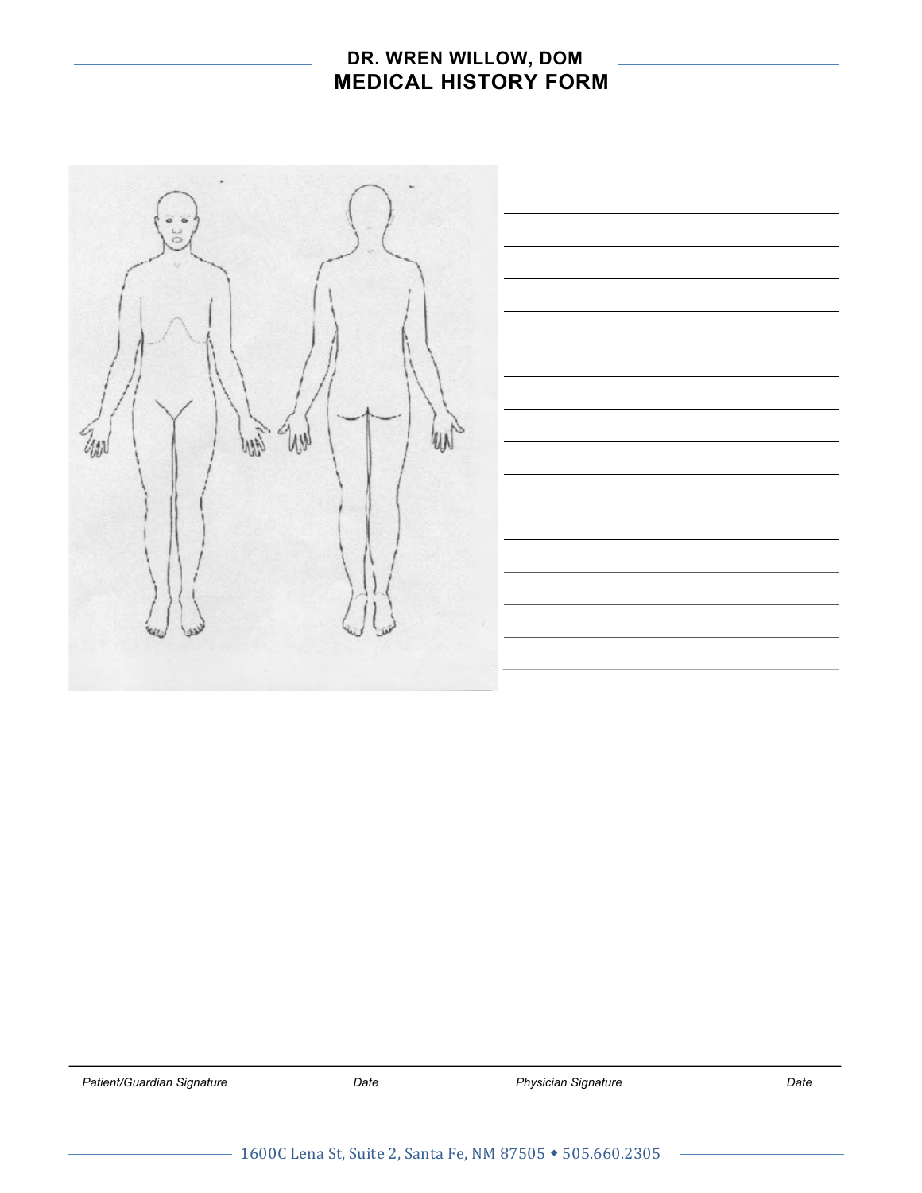**DR. WREN WILLOW, DOM**

# MEDICAL HISTORY FORM

| Patient/Guardian Signature | Date | Physician Signature | Date |
|---|---|---|---|

1600C Lena St, Suite 2, Santa Fe, NM 87505 ◆ 505.660.2305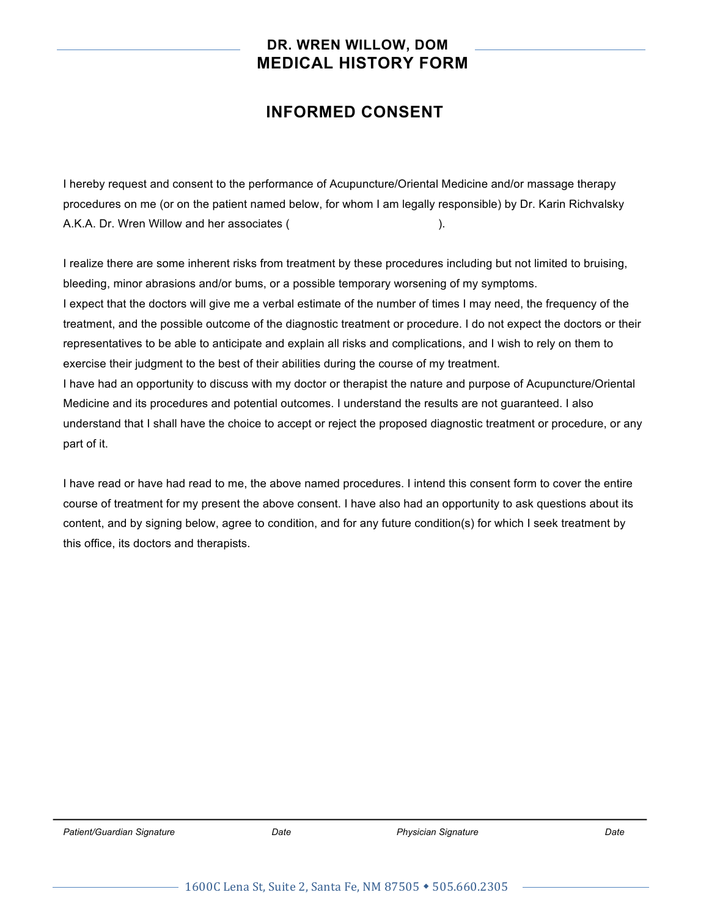# DR. WREN WILLOW, DOM
## MEDICAL HISTORY FORM

## INFORMED CONSENT

I hereby request and consent to the performance of Acupuncture/Oriental Medicine and/or massage therapy procedures on me (or on the patient named below, for whom I am legally responsible) by Dr. Karin Richvalsky A.K.A. Dr. Wren Willow and her associates (                                        ).

I realize there are some inherent risks from treatment by these procedures including but not limited to bruising, bleeding, minor abrasions and/or bums, or a possible temporary worsening of my symptoms.
I expect that the doctors will give me a verbal estimate of the number of times I may need, the frequency of the treatment, and the possible outcome of the diagnostic treatment or procedure. I do not expect the doctors or their representatives to be able to anticipate and explain all risks and complications, and I wish to rely on them to exercise their judgment to the best of their abilities during the course of my treatment.
I have had an opportunity to discuss with my doctor or therapist the nature and purpose of Acupuncture/Oriental Medicine and its procedures and potential outcomes. I understand the results are not guaranteed. I also understand that I shall have the choice to accept or reject the proposed diagnostic treatment or procedure, or any part of it.

I have read or have had read to me, the above named procedures. I intend this consent form to cover the entire course of treatment for my present the above consent. I have also had an opportunity to ask questions about its content, and by signing below, agree to condition, and for any future condition(s) for which I seek treatment by this office, its doctors and therapists.

---

*Patient/Guardian Signature* *Date* *Physician Signature* *Date*

1600C Lena St, Suite 2, Santa Fe, NM 87505 ◆ 505.660.2305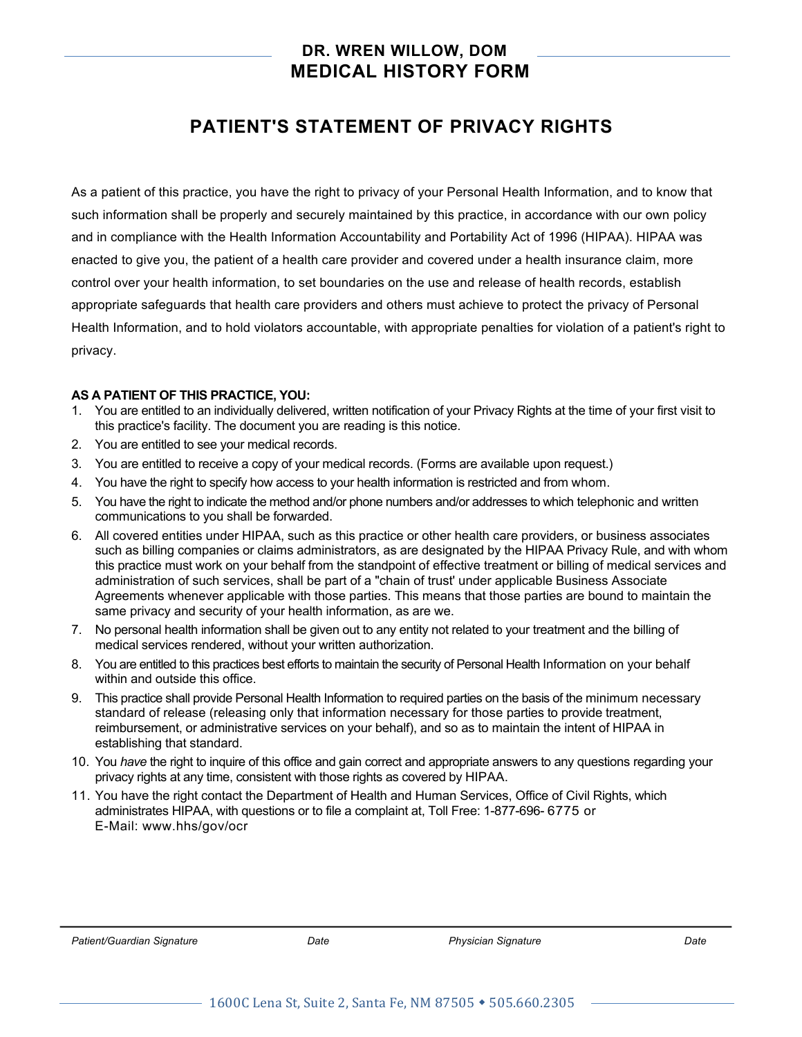# DR. WREN WILLOW, DOM
# MEDICAL HISTORY FORM

## PATIENT'S STATEMENT OF PRIVACY RIGHTS

As a patient of this practice, you have the right to privacy of your Personal Health Information, and to know that such information shall be properly and securely maintained by this practice, in accordance with our own policy and in compliance with the Health Information Accountability and Portability Act of 1996 (HIPAA). HIPAA was enacted to give you, the patient of a health care provider and covered under a health insurance claim, more control over your health information, to set boundaries on the use and release of health records, establish appropriate safeguards that health care providers and others must achieve to protect the privacy of Personal Health Information, and to hold violators accountable, with appropriate penalties for violation of a patient's right to privacy.

**AS A PATIENT OF THIS PRACTICE, YOU:**

1. You are entitled to an individually delivered, written notification of your Privacy Rights at the time of your first visit to this practice's facility. The document you are reading is this notice.
2. You are entitled to see your medical records.
3. You are entitled to receive a copy of your medical records. (Forms are available upon request.)
4. You have the right to specify how access to your health information is restricted and from whom.
5. You have the right to indicate the method and/or phone numbers and/or addresses to which telephonic and written communications to you shall be forwarded.
6. All covered entities under HIPAA, such as this practice or other health care providers, or business associates such as billing companies or claims administrators, as are designated by the HIPAA Privacy Rule, and with whom this practice must work on your behalf from the standpoint of effective treatment or billing of medical services and administration of such services, shall be part of a "chain of trust' under applicable Business Associate Agreements whenever applicable with those parties. This means that those parties are bound to maintain the same privacy and security of your health information, as are we.
7. No personal health information shall be given out to any entity not related to your treatment and the billing of medical services rendered, without your written authorization.
8. You are entitled to this practices best efforts to maintain the security of Personal Health Information on your behalf within and outside this office.
9. This practice shall provide Personal Health Information to required parties on the basis of the minimum necessary standard of release (releasing only that information necessary for those parties to provide treatment, reimbursement, or administrative services on your behalf), and so as to maintain the intent of HIPAA in establishing that standard.
10. You *have* the right to inquire of this office and gain correct and appropriate answers to any questions regarding your privacy rights at any time, consistent with those rights as covered by HIPAA.
11. You have the right contact the Department of Health and Human Services, Office of Civil Rights, which administrates HIPAA, with questions or to file a complaint at, Toll Free: 1-877-696- 6775 or E-Mail: www.hhs/gov/ocr

*Patient/Guardian Signature* | *Date* | *Physician Signature* | *Date*

1600C Lena St, Suite 2, Santa Fe, NM 87505 ◆ 505.660.2305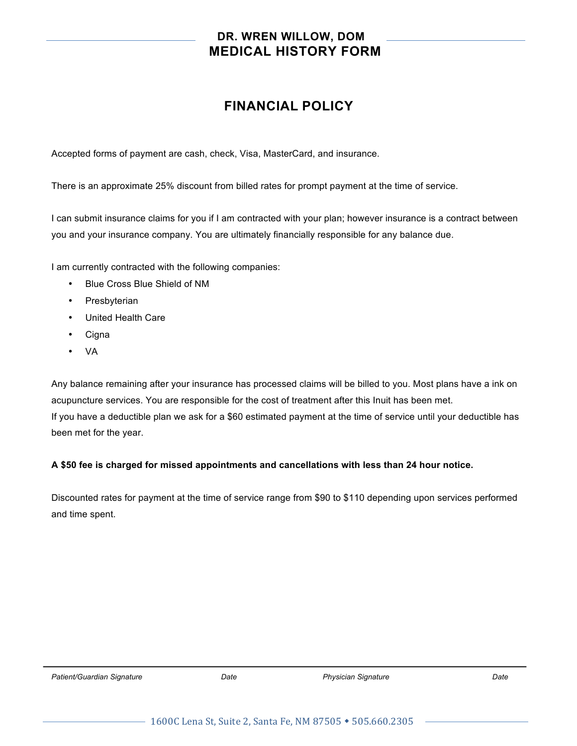**DR. WREN WILLOW, DOM**
**MEDICAL HISTORY FORM**

# FINANCIAL POLICY

Accepted forms of payment are cash, check, Visa, MasterCard, and insurance.

There is an approximate 25% discount from billed rates for prompt payment at the time of service.

I can submit insurance claims for you if I am contracted with your plan; however insurance is a contract between you and your insurance company. You are ultimately financially responsible for any balance due.

I am currently contracted with the following companies:

- Blue Cross Blue Shield of NM
- Presbyterian
- United Health Care
- Cigna
- VA

Any balance remaining after your insurance has processed claims will be billed to you. Most plans have a ink on acupuncture services. You are responsible for the cost of treatment after this Inuit has been met.
If you have a deductible plan we ask for a $60 estimated payment at the time of service until your deductible has been met for the year.

**A $50 fee is charged for missed appointments and cancellations with less than 24 hour notice.**

Discounted rates for payment at the time of service range from $90 to $110 depending upon services performed and time spent.

*Patient/Guardian Signature* &nbsp;&nbsp;&nbsp; *Date* &nbsp;&nbsp;&nbsp; *Physician Signature* &nbsp;&nbsp;&nbsp; *Date*

1600C Lena St, Suite 2, Santa Fe, NM 87505 ◆ 505.660.2305